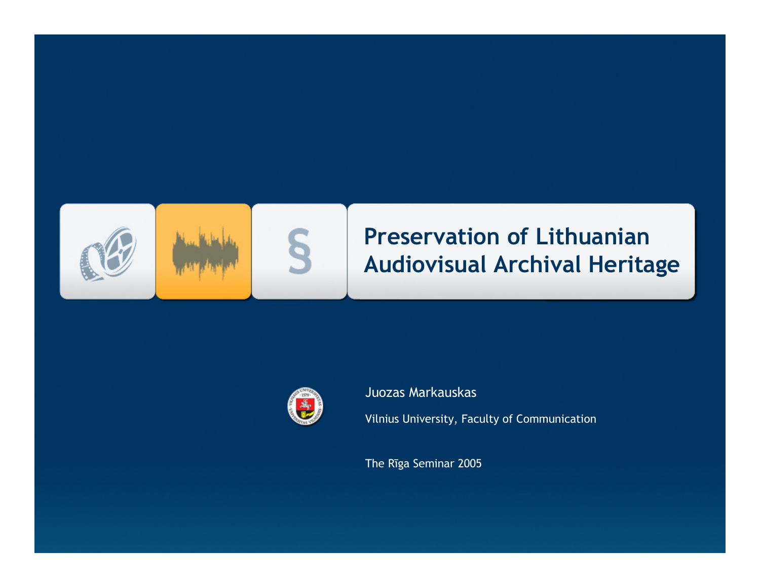# Preservation of Lithuanian Audiovisual Archival Heritage

Juozas Markauskas

Vilnius University, Faculty of Communication

The Rīga Seminar 2005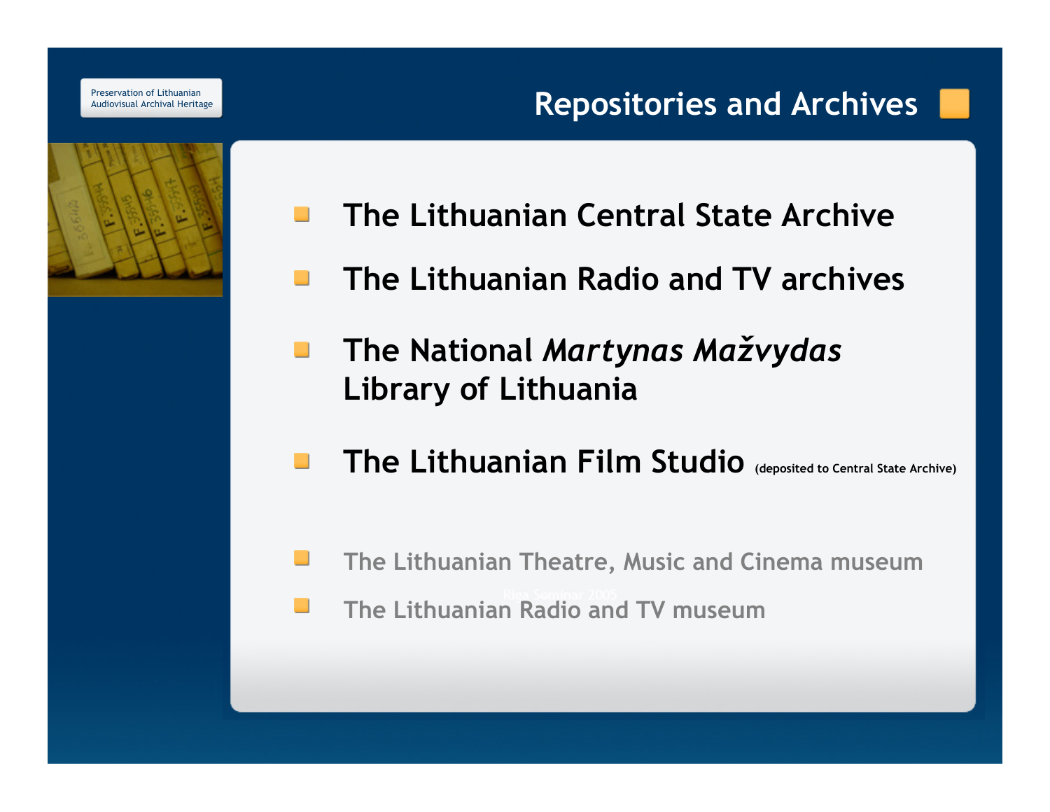## Repositories and Archives

- **The Lithuanian Central State Archive**
- **The Lithuanian Radio and TV archives**
- **The National *Martynas Mažvydas* Library of Lithuania**
- **The Lithuanian Film Studio** (deposited to Central State Archive)

- The Lithuanian Theatre, Music and Cinema museum
- The Lithuanian Radio and TV museum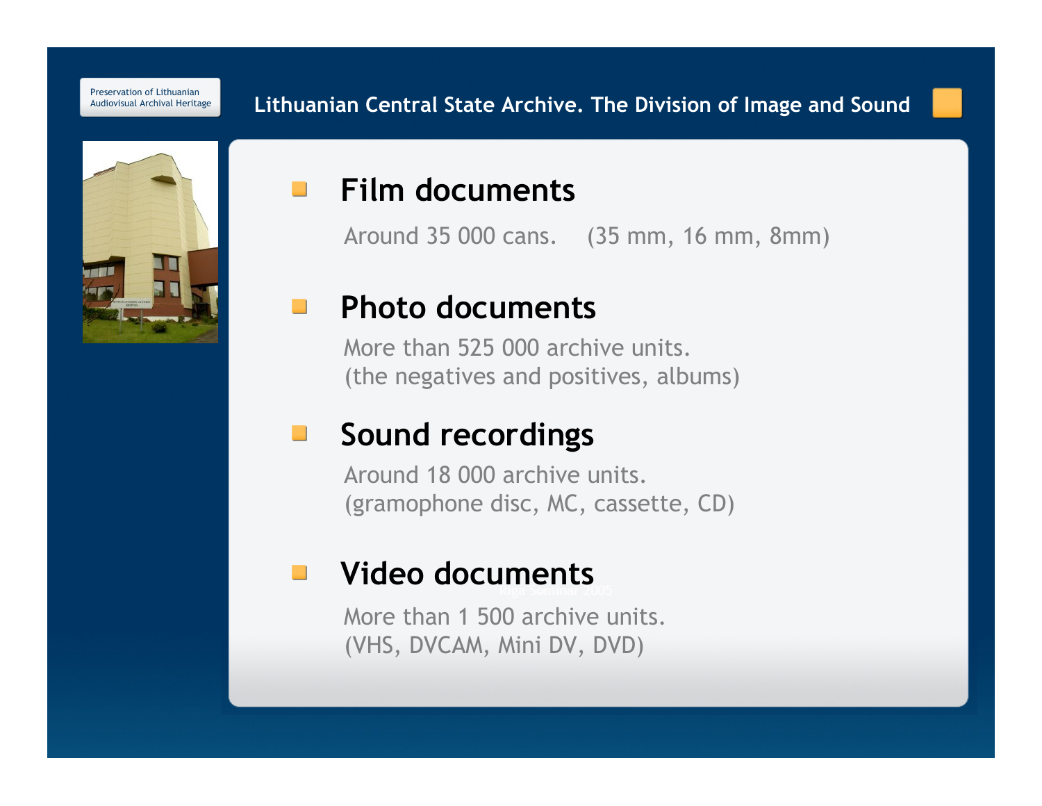# Lithuanian Central State Archive. The Division of Image and Sound

## Film documents

Around 35 000 cans. (35 mm, 16 mm, 8mm)

## Photo documents

More than 525 000 archive units.
(the negatives and positives, albums)

## Sound recordings

Around 18 000 archive units.
(gramophone disc, MC, cassette, CD)

## Video documents

More than 1 500 archive units.
(VHS, DVCAM, Mini DV, DVD)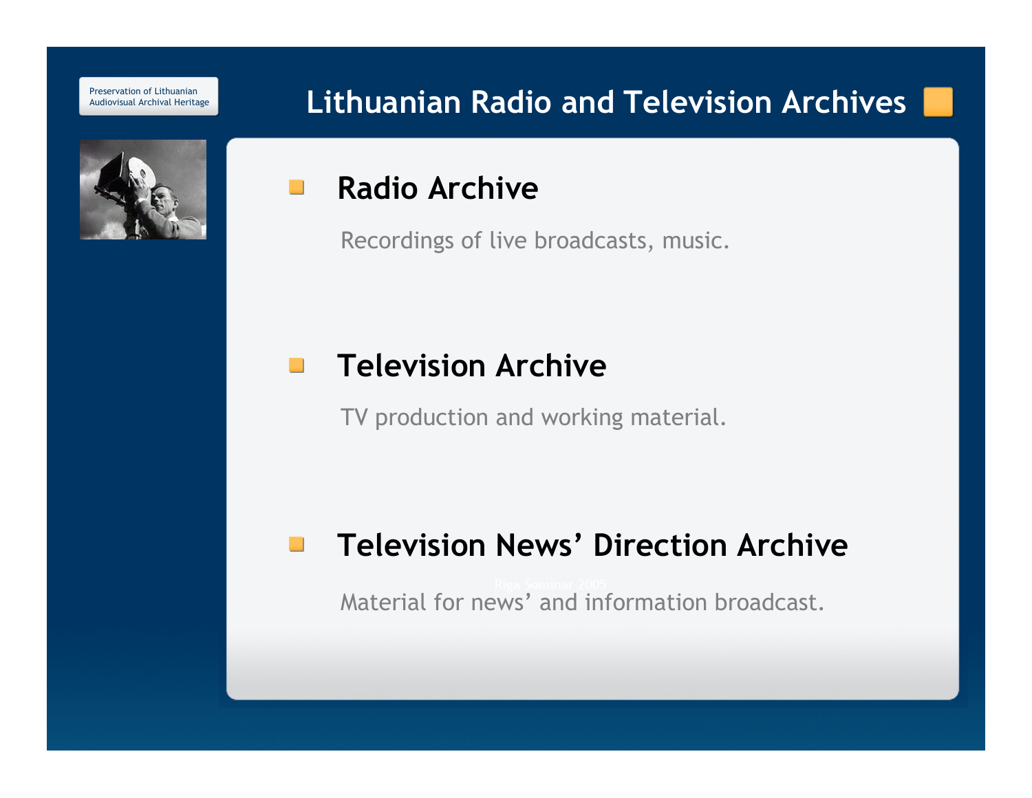# Lithuanian Radio and Television Archives

## Radio Archive

Recordings of live broadcasts, music.

## Television Archive

TV production and working material.

## Television News’ Direction Archive

Material for news’ and information broadcast.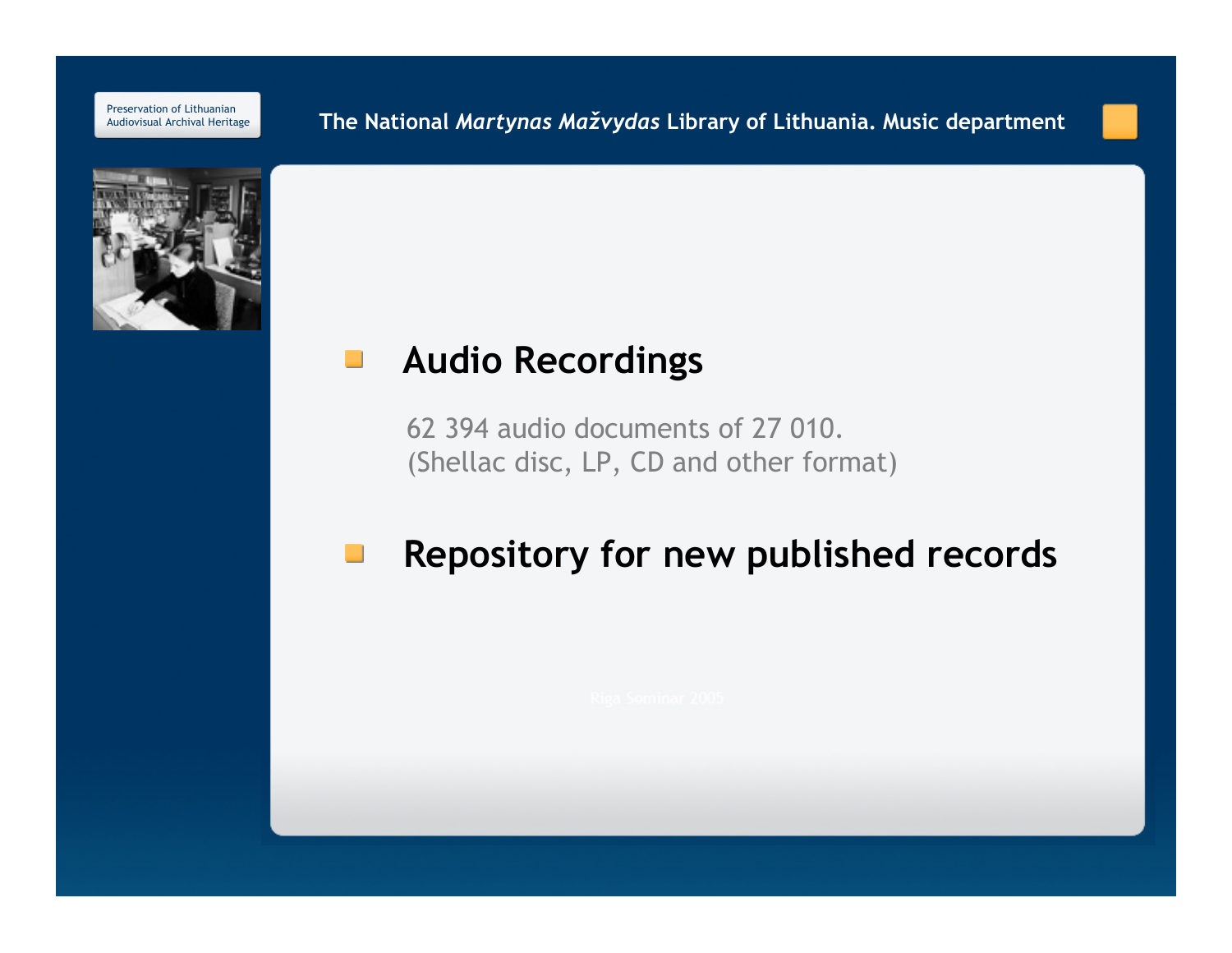- **Audio Recordings**

  62 394 audio documents of 27 010.
  (Shellac disc, LP, CD and other format)

- **Repository for new published records**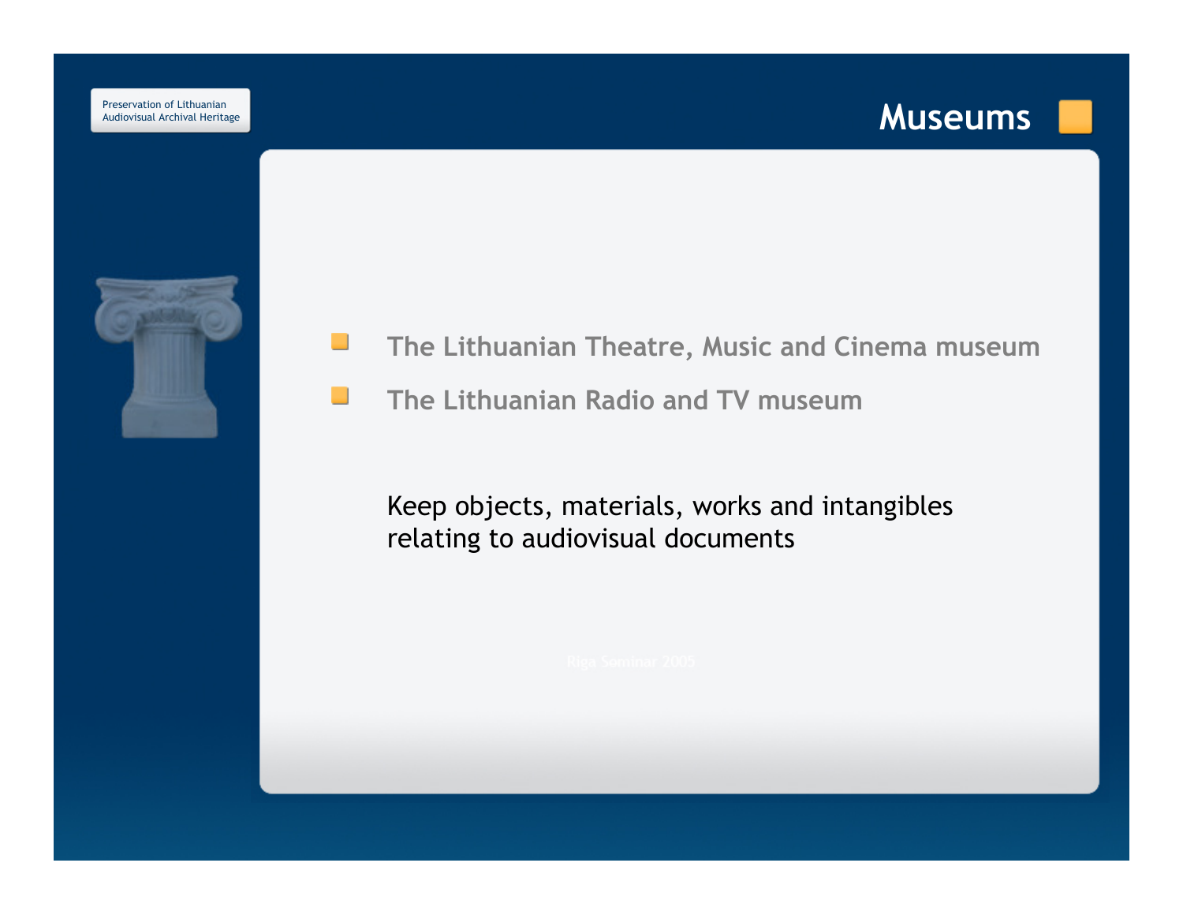# Museums

- The Lithuanian Theatre, Music and Cinema museum
- The Lithuanian Radio and TV museum

Keep objects, materials, works and intangibles relating to audiovisual documents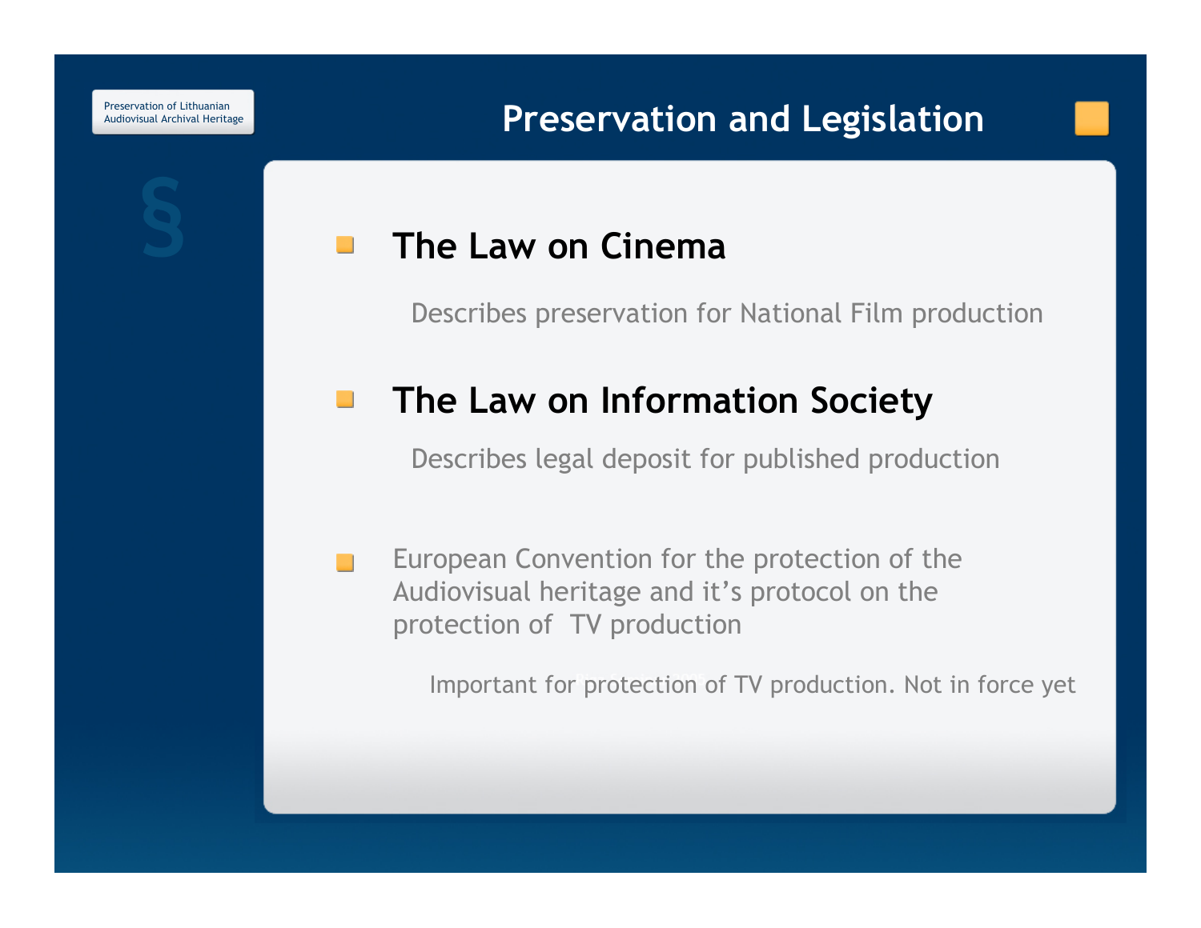# Preservation and Legislation

§

- **The Law on Cinema**

  Describes preservation for National Film production

- **The Law on Information Society**

  Describes legal deposit for published production

- European Convention for the protection of the Audiovisual heritage and it's protocol on the protection of TV production

  Important for protection of TV production. Not in force yet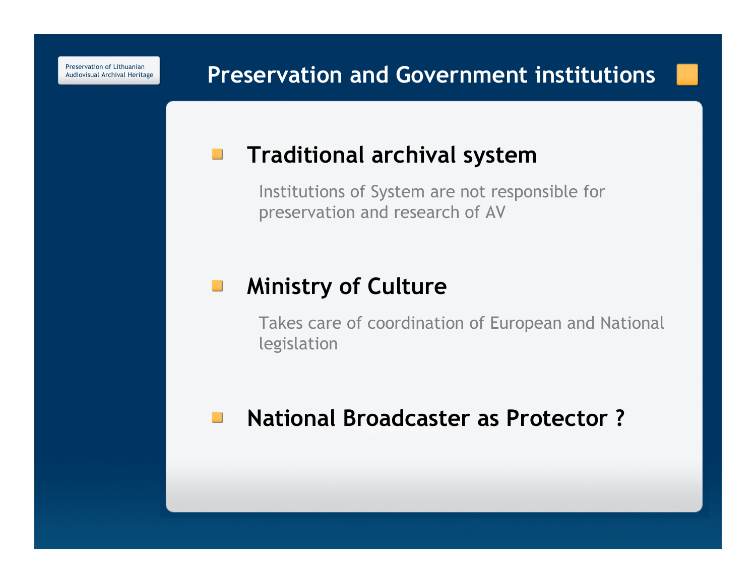# Preservation and Government institutions

- **Traditional archival system**

  Institutions of System are not responsible for preservation and research of AV

- **Ministry of Culture**

  Takes care of coordination of European and National legislation

- **National Broadcaster as Protector ?**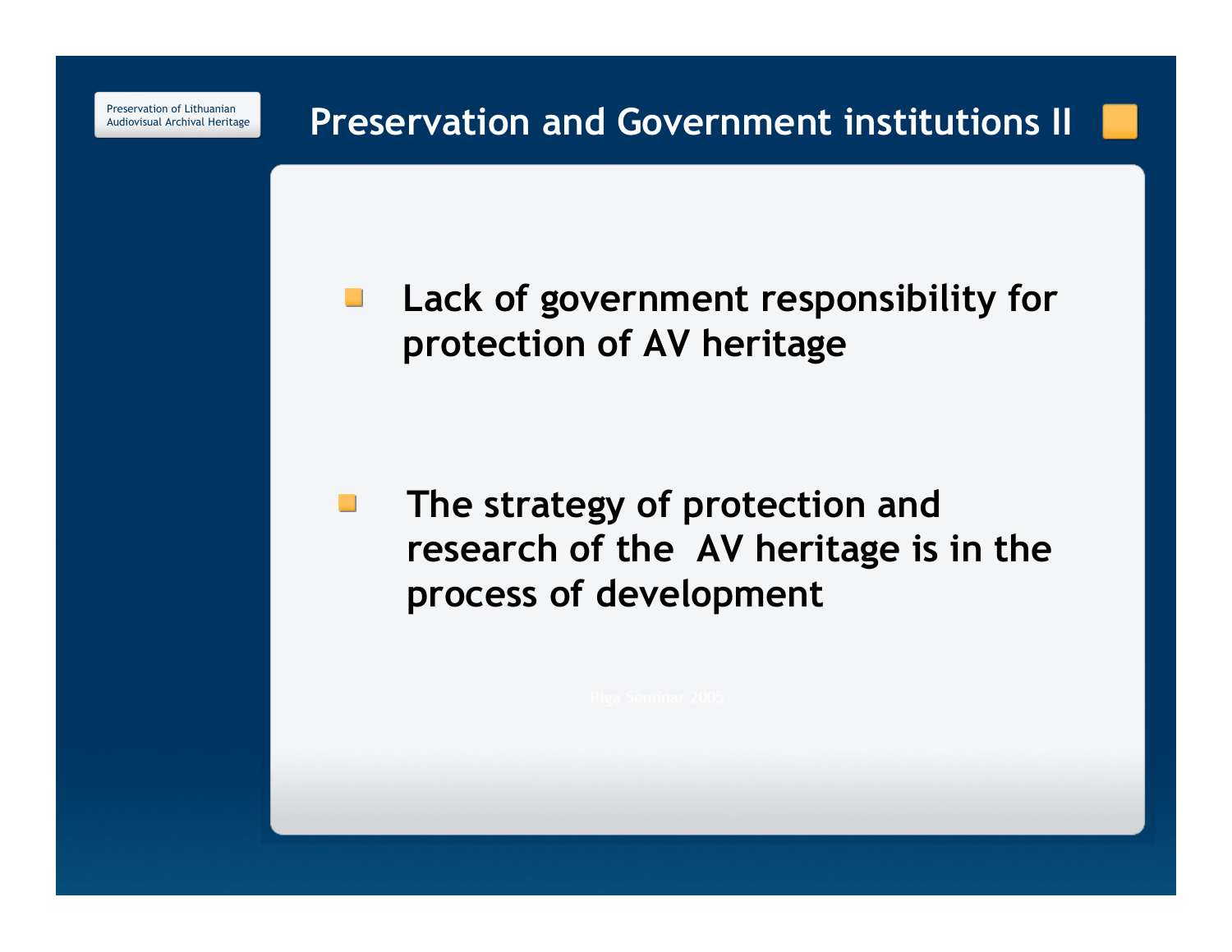## Preservation and Government institutions II

- Lack of government responsibility for protection of AV heritage
- The strategy of protection and research of the AV heritage is in the process of development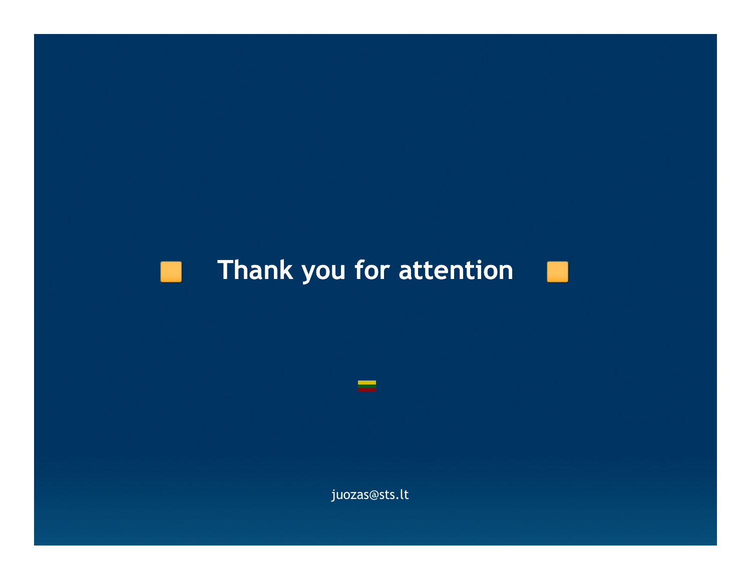# Thank you for attention

juozas@sts.lt